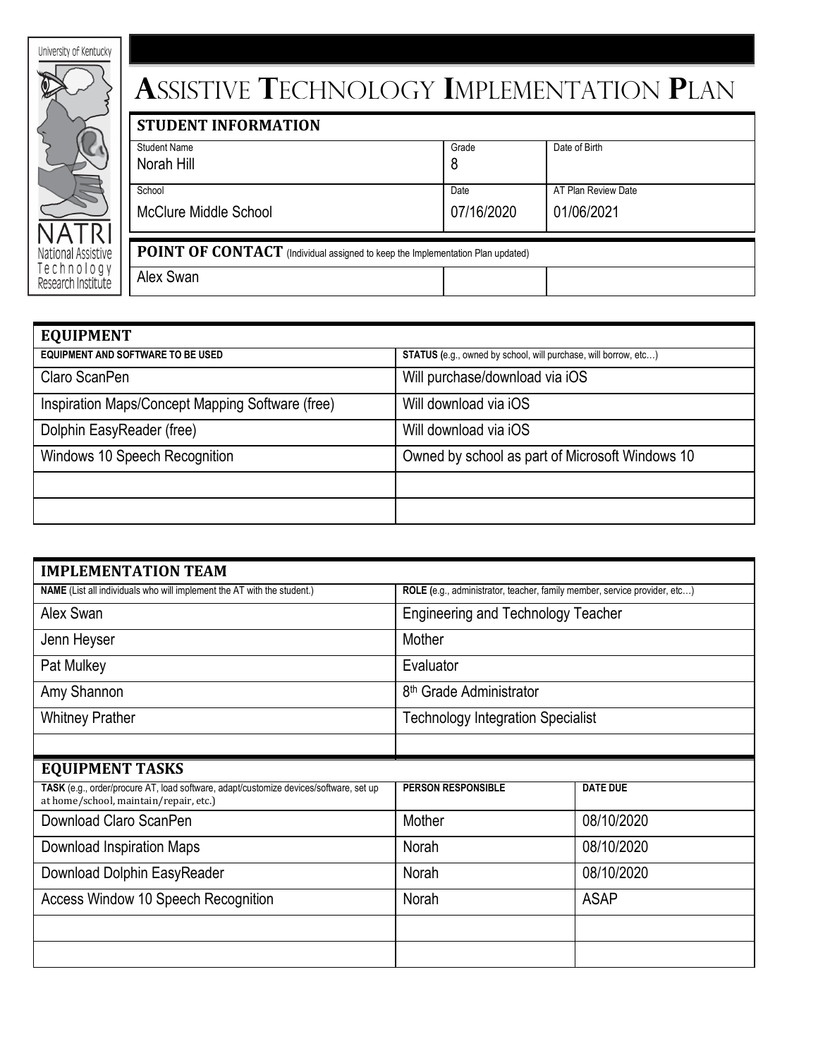University of Kentucky

NATRI
National Assistive Technology Research Institute

# ASSISTIVE TECHNOLOGY IMPLEMENTATION PLAN

## STUDENT INFORMATION

| Student Name | Grade | Date of Birth |
| --- | --- | --- |
| Norah Hill | 8 | |
| **School** | **Date** | **AT Plan Review Date** |
| McClure Middle School | 07/16/2020 | 01/06/2021 |

## POINT OF CONTACT (Individual assigned to keep the Implementation Plan updated)

| | | |
| --- | --- | --- |
| Alex Swan | | |

## EQUIPMENT

| EQUIPMENT AND SOFTWARE TO BE USED | STATUS (e.g., owned by school, will purchase, will borrow, etc…) |
| --- | --- |
| Claro ScanPen | Will purchase/download via iOS |
| Inspiration Maps/Concept Mapping Software (free) | Will download via iOS |
| Dolphin EasyReader (free) | Will download via iOS |
| Windows 10 Speech Recognition | Owned by school as part of Microsoft Windows 10 |
| | |
| | |

## IMPLEMENTATION TEAM

| NAME (List all individuals who will implement the AT with the student.) | ROLE (e.g., administrator, teacher, family member, service provider, etc…) |
| --- | --- |
| Alex Swan | Engineering and Technology Teacher |
| Jenn Heyser | Mother |
| Pat Mulkey | Evaluator |
| Amy Shannon | 8th Grade Administrator |
| Whitney Prather | Technology Integration Specialist |
| | |

## EQUIPMENT TASKS

| TASK (e.g., order/procure AT, load software, adapt/customize devices/software, set up at home/school, maintain/repair, etc.) | PERSON RESPONSIBLE | DATE DUE |
| --- | --- | --- |
| Download Claro ScanPen | Mother | 08/10/2020 |
| Download Inspiration Maps | Norah | 08/10/2020 |
| Download Dolphin EasyReader | Norah | 08/10/2020 |
| Access Window 10 Speech Recognition | Norah | ASAP |
| | | |
| | | |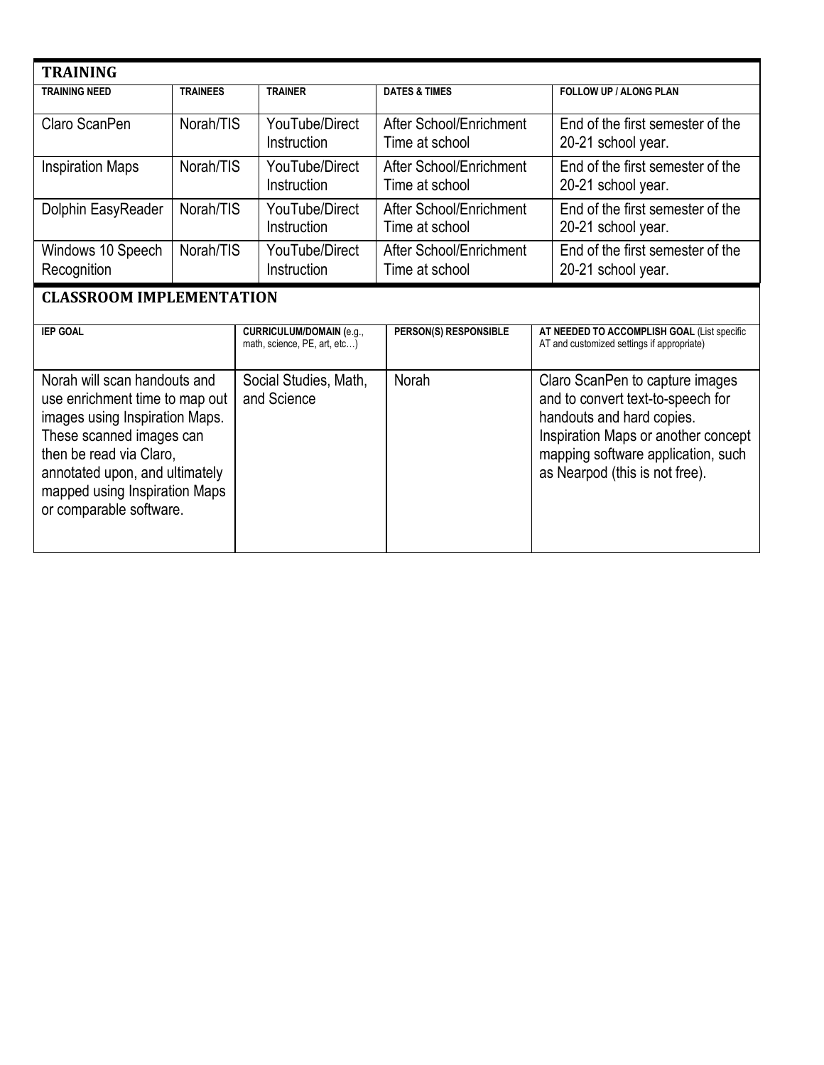## TRAINING

| TRAINING NEED | TRAINEES | TRAINER | DATES & TIMES | FOLLOW UP / ALONG PLAN |
|---|---|---|---|---|
| Claro ScanPen | Norah/TIS | YouTube/Direct Instruction | After School/Enrichment Time at school | End of the first semester of the 20-21 school year. |
| Inspiration Maps | Norah/TIS | YouTube/Direct Instruction | After School/Enrichment Time at school | End of the first semester of the 20-21 school year. |
| Dolphin EasyReader | Norah/TIS | YouTube/Direct Instruction | After School/Enrichment Time at school | End of the first semester of the 20-21 school year. |
| Windows 10 Speech Recognition | Norah/TIS | YouTube/Direct Instruction | After School/Enrichment Time at school | End of the first semester of the 20-21 school year. |

## CLASSROOM IMPLEMENTATION

| IEP GOAL | CURRICULUM/DOMAIN (e.g., math, science, PE, art, etc…) | PERSON(S) RESPONSIBLE | AT NEEDED TO ACCOMPLISH GOAL (List specific AT and customized settings if appropriate) |
|---|---|---|---|
| Norah will scan handouts and use enrichment time to map out images using Inspiration Maps. These scanned images can then be read via Claro, annotated upon, and ultimately mapped using Inspiration Maps or comparable software. | Social Studies, Math, and Science | Norah | Claro ScanPen to capture images and to convert text-to-speech for handouts and hard copies. Inspiration Maps or another concept mapping software application, such as Nearpod (this is not free). |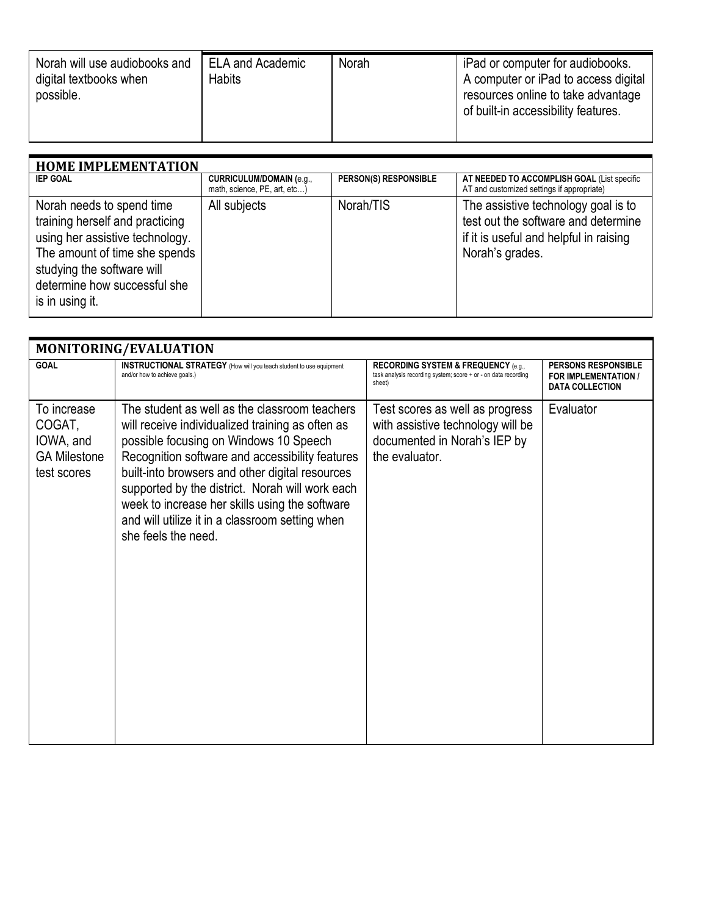| | | | |
|---|---|---|---|
| Norah will use audiobooks and digital textbooks when possible. | ELA and Academic Habits | Norah | iPad or computer for audiobooks. A computer or iPad to access digital resources online to take advantage of built-in accessibility features. |

**HOME IMPLEMENTATION**

| IEP GOAL | CURRICULUM/DOMAIN (e.g., math, science, PE, art, etc…) | PERSON(S) RESPONSIBLE | AT NEEDED TO ACCOMPLISH GOAL (List specific AT and customized settings if appropriate) |
|---|---|---|---|
| Norah needs to spend time training herself and practicing using her assistive technology. The amount of time she spends studying the software will determine how successful she is in using it. | All subjects | Norah/TIS | The assistive technology goal is to test out the software and determine if it is useful and helpful in raising Norah's grades. |

**MONITORING/EVALUATION**

| GOAL | INSTRUCTIONAL STRATEGY (How will you teach student to use equipment and/or how to achieve goals.) | RECORDING SYSTEM & FREQUENCY (e.g., task analysis recording system; score + or - on data recording sheet) | PERSONS RESPONSIBLE FOR IMPLEMENTATION / DATA COLLECTION |
|---|---|---|---|
| To increase COGAT, IOWA, and GA Milestone test scores | The student as well as the classroom teachers will receive individualized training as often as possible focusing on Windows 10 Speech Recognition software and accessibility features built-into browsers and other digital resources supported by the district. Norah will work each week to increase her skills using the software and will utilize it in a classroom setting when she feels the need. | Test scores as well as progress with assistive technology will be documented in Norah's IEP by the evaluator. | Evaluator |